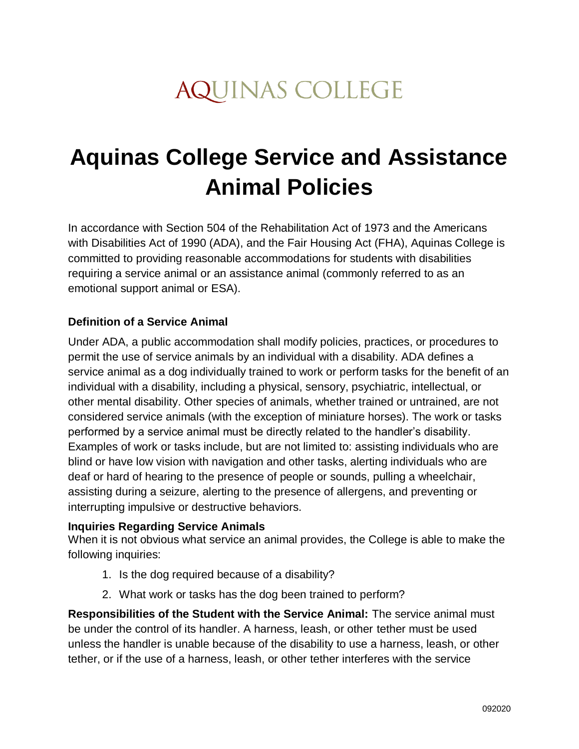AQUINAS COLLEGE

# Aquinas College Service and Assistance Animal Policies

In accordance with Section 504 of the Rehabilitation Act of 1973 and the Americans with Disabilities Act of 1990 (ADA), and the Fair Housing Act (FHA), Aquinas College is committed to providing reasonable accommodations for students with disabilities requiring a service animal or an assistance animal (commonly referred to as an emotional support animal or ESA).

### Definition of a Service Animal

Under ADA, a public accommodation shall modify policies, practices, or procedures to permit the use of service animals by an individual with a disability. ADA defines a service animal as a dog individually trained to work or perform tasks for the benefit of an individual with a disability, including a physical, sensory, psychiatric, intellectual, or other mental disability. Other species of animals, whether trained or untrained, are not considered service animals (with the exception of miniature horses). The work or tasks performed by a service animal must be directly related to the handler's disability. Examples of work or tasks include, but are not limited to: assisting individuals who are blind or have low vision with navigation and other tasks, alerting individuals who are deaf or hard of hearing to the presence of people or sounds, pulling a wheelchair, assisting during a seizure, alerting to the presence of allergens, and preventing or interrupting impulsive or destructive behaviors.

### Inquiries Regarding Service Animals

When it is not obvious what service an animal provides, the College is able to make the following inquiries:

1. Is the dog required because of a disability?
2. What work or tasks has the dog been trained to perform?

**Responsibilities of the Student with the Service Animal:** The service animal must be under the control of its handler. A harness, leash, or other tether must be used unless the handler is unable because of the disability to use a harness, leash, or other tether, or if the use of a harness, leash, or other tether interferes with the service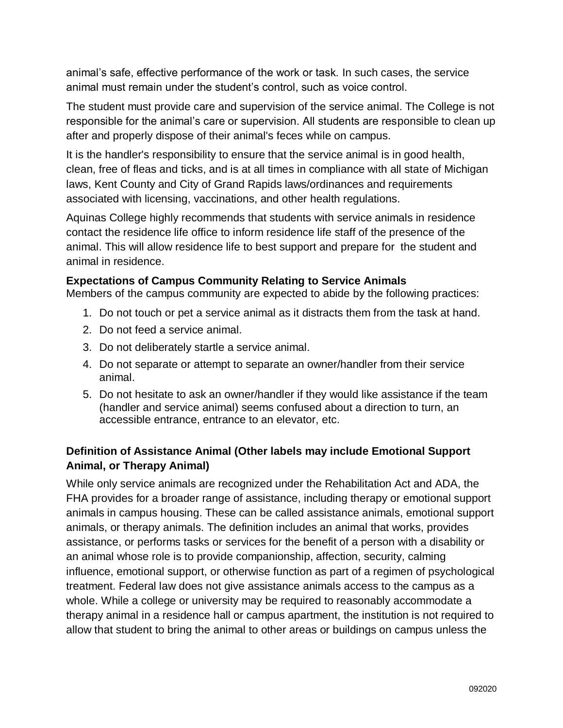animal's safe, effective performance of the work or task. In such cases, the service animal must remain under the student's control, such as voice control.

The student must provide care and supervision of the service animal. The College is not responsible for the animal's care or supervision. All students are responsible to clean up after and properly dispose of their animal's feces while on campus.

It is the handler's responsibility to ensure that the service animal is in good health, clean, free of fleas and ticks, and is at all times in compliance with all state of Michigan laws, Kent County and City of Grand Rapids laws/ordinances and requirements associated with licensing, vaccinations, and other health regulations.

Aquinas College highly recommends that students with service animals in residence contact the residence life office to inform residence life staff of the presence of the animal. This will allow residence life to best support and prepare for the student and animal in residence.

**Expectations of Campus Community Relating to Service Animals**
Members of the campus community are expected to abide by the following practices:

1. Do not touch or pet a service animal as it distracts them from the task at hand.
2. Do not feed a service animal.
3. Do not deliberately startle a service animal.
4. Do not separate or attempt to separate an owner/handler from their service animal.
5. Do not hesitate to ask an owner/handler if they would like assistance if the team (handler and service animal) seems confused about a direction to turn, an accessible entrance, entrance to an elevator, etc.

**Definition of Assistance Animal (Other labels may include Emotional Support Animal, or Therapy Animal)**

While only service animals are recognized under the Rehabilitation Act and ADA, the FHA provides for a broader range of assistance, including therapy or emotional support animals in campus housing. These can be called assistance animals, emotional support animals, or therapy animals. The definition includes an animal that works, provides assistance, or performs tasks or services for the benefit of a person with a disability or an animal whose role is to provide companionship, affection, security, calming influence, emotional support, or otherwise function as part of a regimen of psychological treatment. Federal law does not give assistance animals access to the campus as a whole. While a college or university may be required to reasonably accommodate a therapy animal in a residence hall or campus apartment, the institution is not required to allow that student to bring the animal to other areas or buildings on campus unless the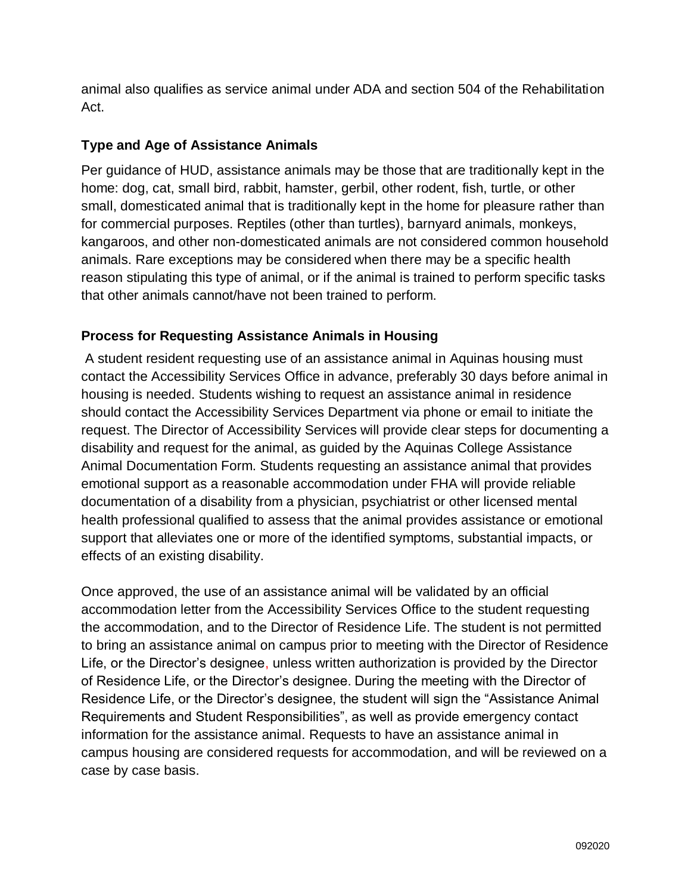animal also qualifies as service animal under ADA and section 504 of the Rehabilitation Act.

### Type and Age of Assistance Animals

Per guidance of HUD, assistance animals may be those that are traditionally kept in the home: dog, cat, small bird, rabbit, hamster, gerbil, other rodent, fish, turtle, or other small, domesticated animal that is traditionally kept in the home for pleasure rather than for commercial purposes. Reptiles (other than turtles), barnyard animals, monkeys, kangaroos, and other non-domesticated animals are not considered common household animals. Rare exceptions may be considered when there may be a specific health reason stipulating this type of animal, or if the animal is trained to perform specific tasks that other animals cannot/have not been trained to perform.

### Process for Requesting Assistance Animals in Housing

A student resident requesting use of an assistance animal in Aquinas housing must contact the Accessibility Services Office in advance, preferably 30 days before animal in housing is needed. Students wishing to request an assistance animal in residence should contact the Accessibility Services Department via phone or email to initiate the request. The Director of Accessibility Services will provide clear steps for documenting a disability and request for the animal, as guided by the Aquinas College Assistance Animal Documentation Form. Students requesting an assistance animal that provides emotional support as a reasonable accommodation under FHA will provide reliable documentation of a disability from a physician, psychiatrist or other licensed mental health professional qualified to assess that the animal provides assistance or emotional support that alleviates one or more of the identified symptoms, substantial impacts, or effects of an existing disability.

Once approved, the use of an assistance animal will be validated by an official accommodation letter from the Accessibility Services Office to the student requesting the accommodation, and to the Director of Residence Life. The student is not permitted to bring an assistance animal on campus prior to meeting with the Director of Residence Life, or the Director's designee, unless written authorization is provided by the Director of Residence Life, or the Director's designee. During the meeting with the Director of Residence Life, or the Director's designee, the student will sign the "Assistance Animal Requirements and Student Responsibilities", as well as provide emergency contact information for the assistance animal. Requests to have an assistance animal in campus housing are considered requests for accommodation, and will be reviewed on a case by case basis.

092020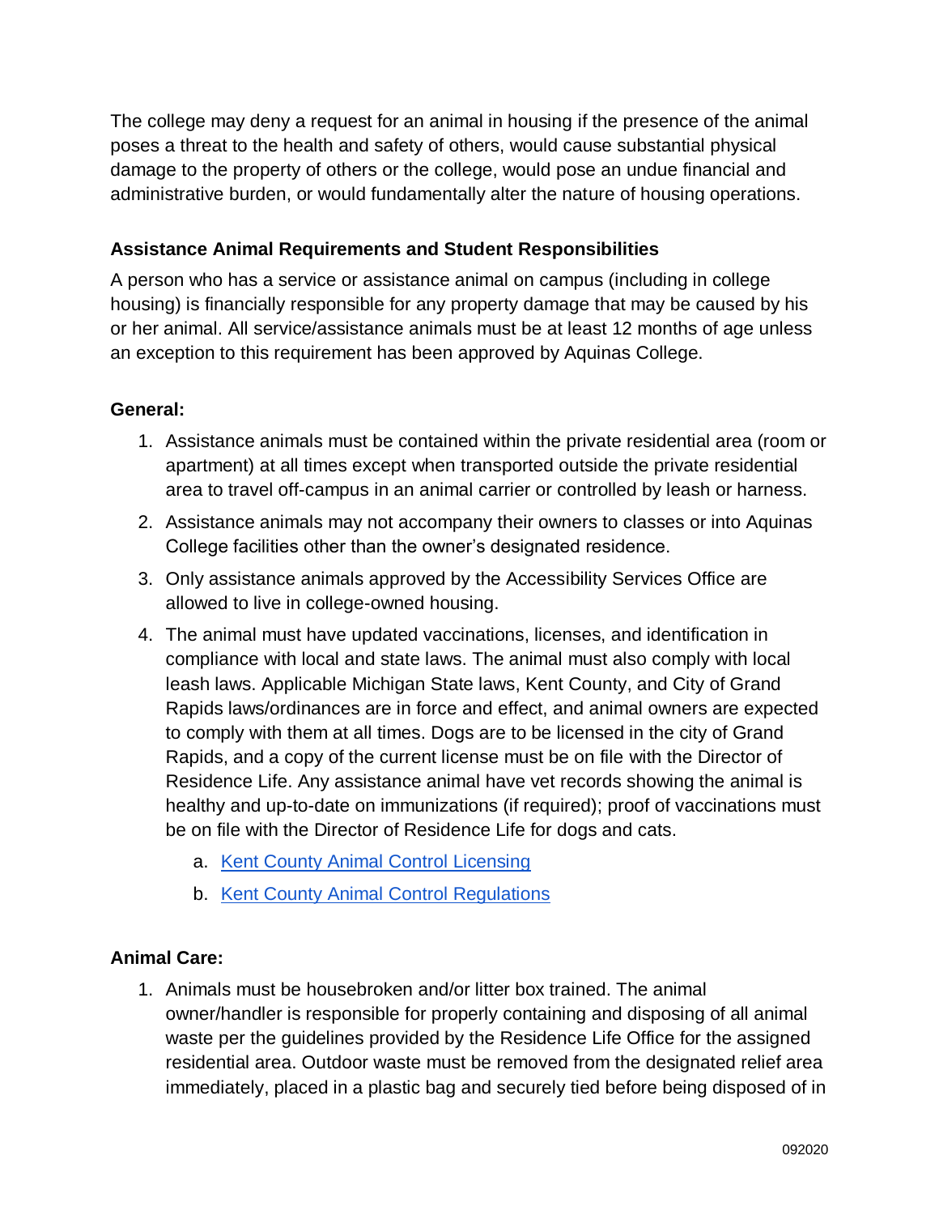The college may deny a request for an animal in housing if the presence of the animal poses a threat to the health and safety of others, would cause substantial physical damage to the property of others or the college, would pose an undue financial and administrative burden, or would fundamentally alter the nature of housing operations.

### Assistance Animal Requirements and Student Responsibilities

A person who has a service or assistance animal on campus (including in college housing) is financially responsible for any property damage that may be caused by his or her animal. All service/assistance animals must be at least 12 months of age unless an exception to this requirement has been approved by Aquinas College.

#### General:

1. Assistance animals must be contained within the private residential area (room or apartment) at all times except when transported outside the private residential area to travel off-campus in an animal carrier or controlled by leash or harness.
2. Assistance animals may not accompany their owners to classes or into Aquinas College facilities other than the owner's designated residence.
3. Only assistance animals approved by the Accessibility Services Office are allowed to live in college-owned housing.
4. The animal must have updated vaccinations, licenses, and identification in compliance with local and state laws. The animal must also comply with local leash laws. Applicable Michigan State laws, Kent County, and City of Grand Rapids laws/ordinances are in force and effect, and animal owners are expected to comply with them at all times. Dogs are to be licensed in the city of Grand Rapids, and a copy of the current license must be on file with the Director of Residence Life. Any assistance animal have vet records showing the animal is healthy and up-to-date on immunizations (if required); proof of vaccinations must be on file with the Director of Residence Life for dogs and cats.
    a. Kent County Animal Control Licensing
    b. Kent County Animal Control Regulations

#### Animal Care:

1. Animals must be housebroken and/or litter box trained. The animal owner/handler is responsible for properly containing and disposing of all animal waste per the guidelines provided by the Residence Life Office for the assigned residential area. Outdoor waste must be removed from the designated relief area immediately, placed in a plastic bag and securely tied before being disposed of in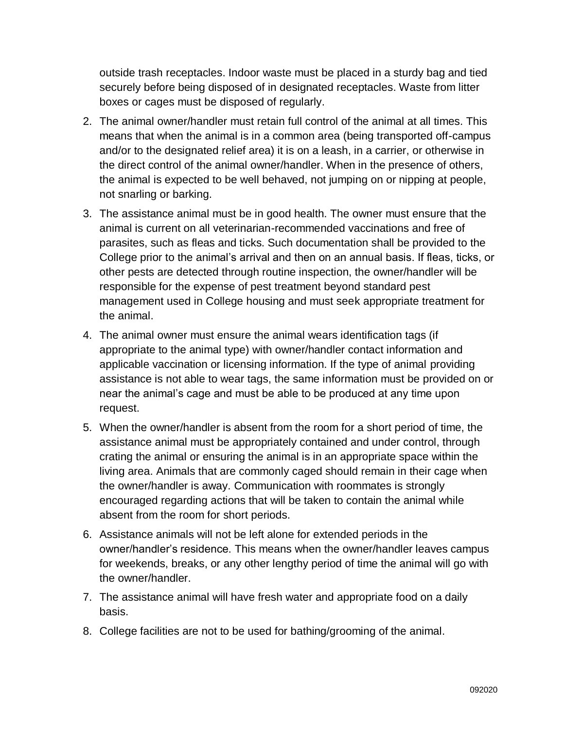outside trash receptacles. Indoor waste must be placed in a sturdy bag and tied securely before being disposed of in designated receptacles. Waste from litter boxes or cages must be disposed of regularly.

2. The animal owner/handler must retain full control of the animal at all times. This means that when the animal is in a common area (being transported off-campus and/or to the designated relief area) it is on a leash, in a carrier, or otherwise in the direct control of the animal owner/handler. When in the presence of others, the animal is expected to be well behaved, not jumping on or nipping at people, not snarling or barking.
3. The assistance animal must be in good health. The owner must ensure that the animal is current on all veterinarian-recommended vaccinations and free of parasites, such as fleas and ticks. Such documentation shall be provided to the College prior to the animal's arrival and then on an annual basis. If fleas, ticks, or other pests are detected through routine inspection, the owner/handler will be responsible for the expense of pest treatment beyond standard pest management used in College housing and must seek appropriate treatment for the animal.
4. The animal owner must ensure the animal wears identification tags (if appropriate to the animal type) with owner/handler contact information and applicable vaccination or licensing information. If the type of animal providing assistance is not able to wear tags, the same information must be provided on or near the animal's cage and must be able to be produced at any time upon request.
5. When the owner/handler is absent from the room for a short period of time, the assistance animal must be appropriately contained and under control, through crating the animal or ensuring the animal is in an appropriate space within the living area. Animals that are commonly caged should remain in their cage when the owner/handler is away. Communication with roommates is strongly encouraged regarding actions that will be taken to contain the animal while absent from the room for short periods.
6. Assistance animals will not be left alone for extended periods in the owner/handler's residence. This means when the owner/handler leaves campus for weekends, breaks, or any other lengthy period of time the animal will go with the owner/handler.
7. The assistance animal will have fresh water and appropriate food on a daily basis.
8. College facilities are not to be used for bathing/grooming of the animal.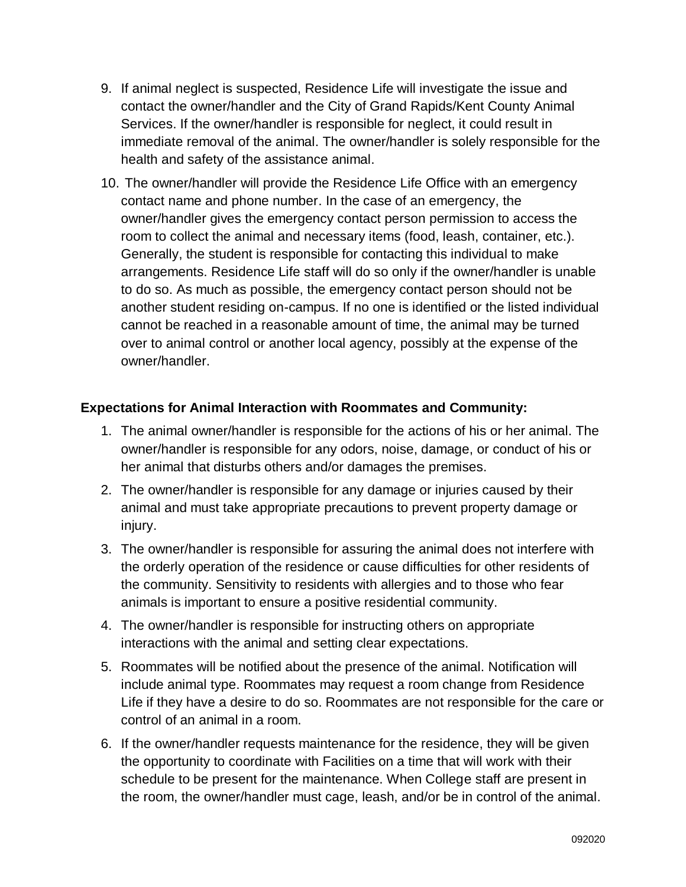9. If animal neglect is suspected, Residence Life will investigate the issue and contact the owner/handler and the City of Grand Rapids/Kent County Animal Services. If the owner/handler is responsible for neglect, it could result in immediate removal of the animal. The owner/handler is solely responsible for the health and safety of the assistance animal.
10. The owner/handler will provide the Residence Life Office with an emergency contact name and phone number. In the case of an emergency, the owner/handler gives the emergency contact person permission to access the room to collect the animal and necessary items (food, leash, container, etc.). Generally, the student is responsible for contacting this individual to make arrangements. Residence Life staff will do so only if the owner/handler is unable to do so. As much as possible, the emergency contact person should not be another student residing on-campus. If no one is identified or the listed individual cannot be reached in a reasonable amount of time, the animal may be turned over to animal control or another local agency, possibly at the expense of the owner/handler.

**Expectations for Animal Interaction with Roommates and Community:**

1. The animal owner/handler is responsible for the actions of his or her animal. The owner/handler is responsible for any odors, noise, damage, or conduct of his or her animal that disturbs others and/or damages the premises.
2. The owner/handler is responsible for any damage or injuries caused by their animal and must take appropriate precautions to prevent property damage or injury.
3. The owner/handler is responsible for assuring the animal does not interfere with the orderly operation of the residence or cause difficulties for other residents of the community. Sensitivity to residents with allergies and to those who fear animals is important to ensure a positive residential community.
4. The owner/handler is responsible for instructing others on appropriate interactions with the animal and setting clear expectations.
5. Roommates will be notified about the presence of the animal. Notification will include animal type. Roommates may request a room change from Residence Life if they have a desire to do so. Roommates are not responsible for the care or control of an animal in a room.
6. If the owner/handler requests maintenance for the residence, they will be given the opportunity to coordinate with Facilities on a time that will work with their schedule to be present for the maintenance. When College staff are present in the room, the owner/handler must cage, leash, and/or be in control of the animal.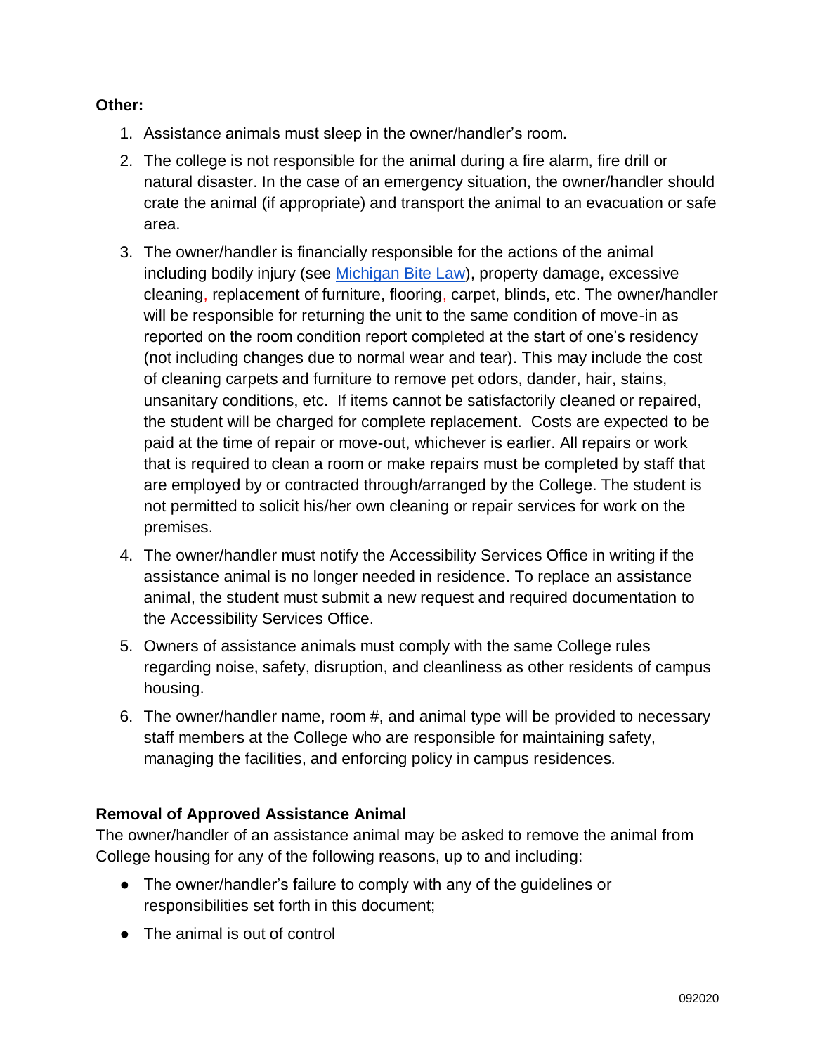**Other:**

1. Assistance animals must sleep in the owner/handler's room.
2. The college is not responsible for the animal during a fire alarm, fire drill or natural disaster. In the case of an emergency situation, the owner/handler should crate the animal (if appropriate) and transport the animal to an evacuation or safe area.
3. The owner/handler is financially responsible for the actions of the animal including bodily injury (see [Michigan Bite Law]), property damage, excessive cleaning, replacement of furniture, flooring, carpet, blinds, etc. The owner/handler will be responsible for returning the unit to the same condition of move-in as reported on the room condition report completed at the start of one's residency (not including changes due to normal wear and tear). This may include the cost of cleaning carpets and furniture to remove pet odors, dander, hair, stains, unsanitary conditions, etc. If items cannot be satisfactorily cleaned or repaired, the student will be charged for complete replacement. Costs are expected to be paid at the time of repair or move-out, whichever is earlier. All repairs or work that is required to clean a room or make repairs must be completed by staff that are employed by or contracted through/arranged by the College. The student is not permitted to solicit his/her own cleaning or repair services for work on the premises.
4. The owner/handler must notify the Accessibility Services Office in writing if the assistance animal is no longer needed in residence. To replace an assistance animal, the student must submit a new request and required documentation to the Accessibility Services Office.
5. Owners of assistance animals must comply with the same College rules regarding noise, safety, disruption, and cleanliness as other residents of campus housing.
6. The owner/handler name, room #, and animal type will be provided to necessary staff members at the College who are responsible for maintaining safety, managing the facilities, and enforcing policy in campus residences.

**Removal of Approved Assistance Animal**

The owner/handler of an assistance animal may be asked to remove the animal from College housing for any of the following reasons, up to and including:

- The owner/handler's failure to comply with any of the guidelines or responsibilities set forth in this document;
- The animal is out of control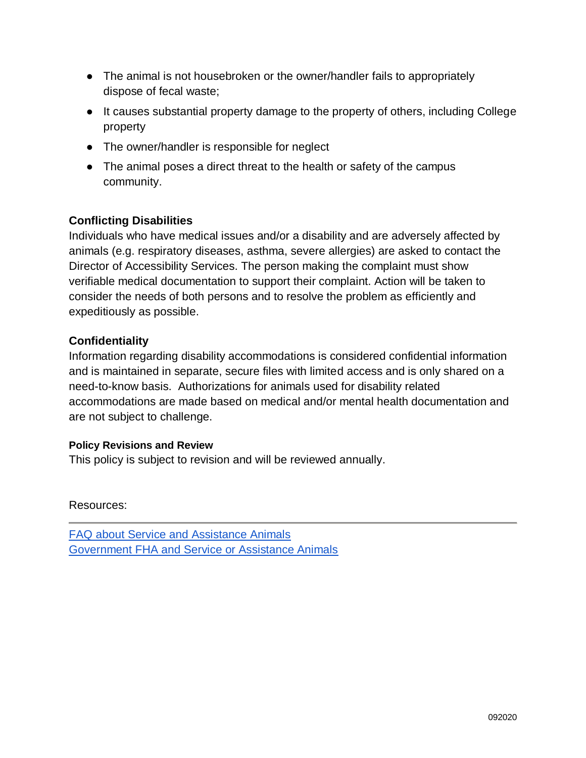- The animal is not housebroken or the owner/handler fails to appropriately dispose of fecal waste;
- It causes substantial property damage to the property of others, including College property
- The owner/handler is responsible for neglect
- The animal poses a direct threat to the health or safety of the campus community.

**Conflicting Disabilities**

Individuals who have medical issues and/or a disability and are adversely affected by animals (e.g. respiratory diseases, asthma, severe allergies) are asked to contact the Director of Accessibility Services. The person making the complaint must show verifiable medical documentation to support their complaint. Action will be taken to consider the needs of both persons and to resolve the problem as efficiently and expeditiously as possible.

**Confidentiality**

Information regarding disability accommodations is considered confidential information and is maintained in separate, secure files with limited access and is only shared on a need-to-know basis. Authorizations for animals used for disability related accommodations are made based on medical and/or mental health documentation and are not subject to challenge.

**Policy Revisions and Review**

This policy is subject to revision and will be reviewed annually.

Resources:

---

FAQ about Service and Assistance Animals
Government FHA and Service or Assistance Animals

092020